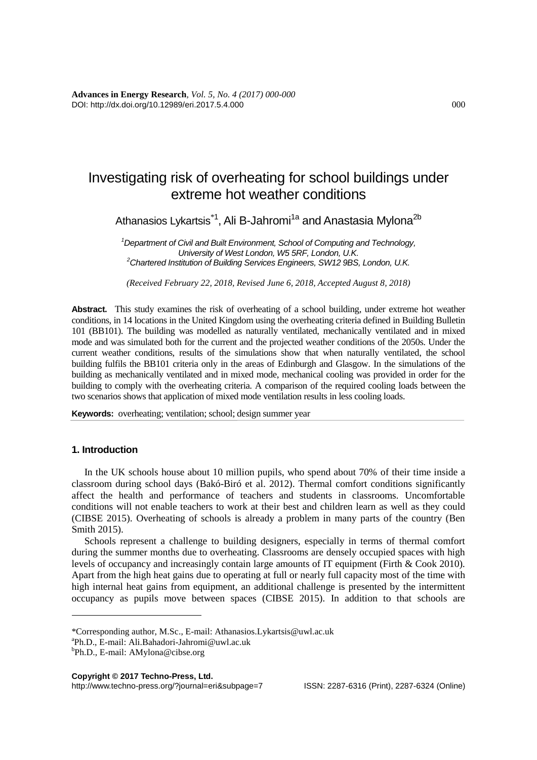# Investigating risk of overheating for school buildings under extreme hot weather conditions

Athanasios Lykartsis[*1], Ali B-Jahromi[1a] and Anastasia Mylona[2b]

*[1]Department of Civil and Built Environment, School of Computing and Technology, University of West London, W5 5RF, London, U.K.*
*[2]Chartered Institution of Building Services Engineers, SW12 9BS, London, U.K.*

*(Received February 22, 2018, Revised June 6, 2018, Accepted August 8, 2018)*

**Abstract.** This study examines the risk of overheating of a school building, under extreme hot weather conditions, in 14 locations in the United Kingdom using the overheating criteria defined in Building Bulletin 101 (BB101). The building was modelled as naturally ventilated, mechanically ventilated and in mixed mode and was simulated both for the current and the projected weather conditions of the 2050s. Under the current weather conditions, results of the simulations show that when naturally ventilated, the school building fulfils the BB101 criteria only in the areas of Edinburgh and Glasgow. In the simulations of the building as mechanically ventilated and in mixed mode, mechanical cooling was provided in order for the building to comply with the overheating criteria. A comparison of the required cooling loads between the two scenarios shows that application of mixed mode ventilation results in less cooling loads.

**Keywords:** overheating; ventilation; school; design summer year

## 1. Introduction

In the UK schools house about 10 million pupils, who spend about 70% of their time inside a classroom during school days (Bakó-Biró et al. 2012). Thermal comfort conditions significantly affect the health and performance of teachers and students in classrooms. Uncomfortable conditions will not enable teachers to work at their best and children learn as well as they could (CIBSE 2015). Overheating of schools is already a problem in many parts of the country (Ben Smith 2015).

Schools represent a challenge to building designers, especially in terms of thermal comfort during the summer months due to overheating. Classrooms are densely occupied spaces with high levels of occupancy and increasingly contain large amounts of IT equipment (Firth & Cook 2010). Apart from the high heat gains due to operating at full or nearly full capacity most of the time with high internal heat gains from equipment, an additional challenge is presented by the intermittent occupancy as pupils move between spaces (CIBSE 2015). In addition to that schools are

---

*Corresponding author, M.Sc., E-mail: Athanasios.Lykartsis@uwl.ac.uk
[a]Ph.D., E-mail: Ali.Bahadori-Jahromi@uwl.ac.uk
[b]Ph.D., E-mail: AMylona@cibse.org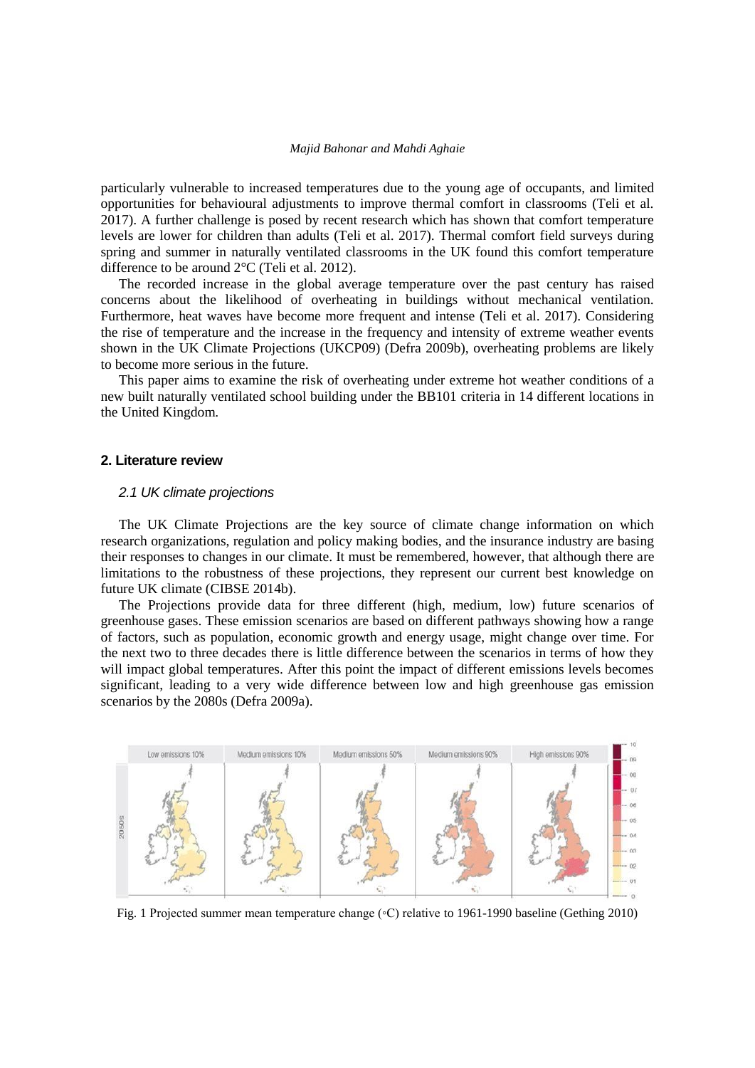particularly vulnerable to increased temperatures due to the young age of occupants, and limited opportunities for behavioural adjustments to improve thermal comfort in classrooms (Teli et al. 2017). A further challenge is posed by recent research which has shown that comfort temperature levels are lower for children than adults (Teli et al. 2017). Thermal comfort field surveys during spring and summer in naturally ventilated classrooms in the UK found this comfort temperature difference to be around 2°C (Teli et al. 2012).

The recorded increase in the global average temperature over the past century has raised concerns about the likelihood of overheating in buildings without mechanical ventilation. Furthermore, heat waves have become more frequent and intense (Teli et al. 2017). Considering the rise of temperature and the increase in the frequency and intensity of extreme weather events shown in the UK Climate Projections (UKCP09) (Defra 2009b), overheating problems are likely to become more serious in the future.

This paper aims to examine the risk of overheating under extreme hot weather conditions of a new built naturally ventilated school building under the BB101 criteria in 14 different locations in the United Kingdom.

## 2. Literature review

### *2.1 UK climate projections*

The UK Climate Projections are the key source of climate change information on which research organizations, regulation and policy making bodies, and the insurance industry are basing their responses to changes in our climate. It must be remembered, however, that although there are limitations to the robustness of these projections, they represent our current best knowledge on future UK climate (CIBSE 2014b).

The Projections provide data for three different (high, medium, low) future scenarios of greenhouse gases. These emission scenarios are based on different pathways showing how a range of factors, such as population, economic growth and energy usage, might change over time. For the next two to three decades there is little difference between the scenarios in terms of how they will impact global temperatures. After this point the impact of different emissions levels becomes significant, leading to a very wide difference between low and high greenhouse gas emission scenarios by the 2080s (Defra 2009a).

Fig. 1 Projected summer mean temperature change (◦C) relative to 1961-1990 baseline (Gething 2010)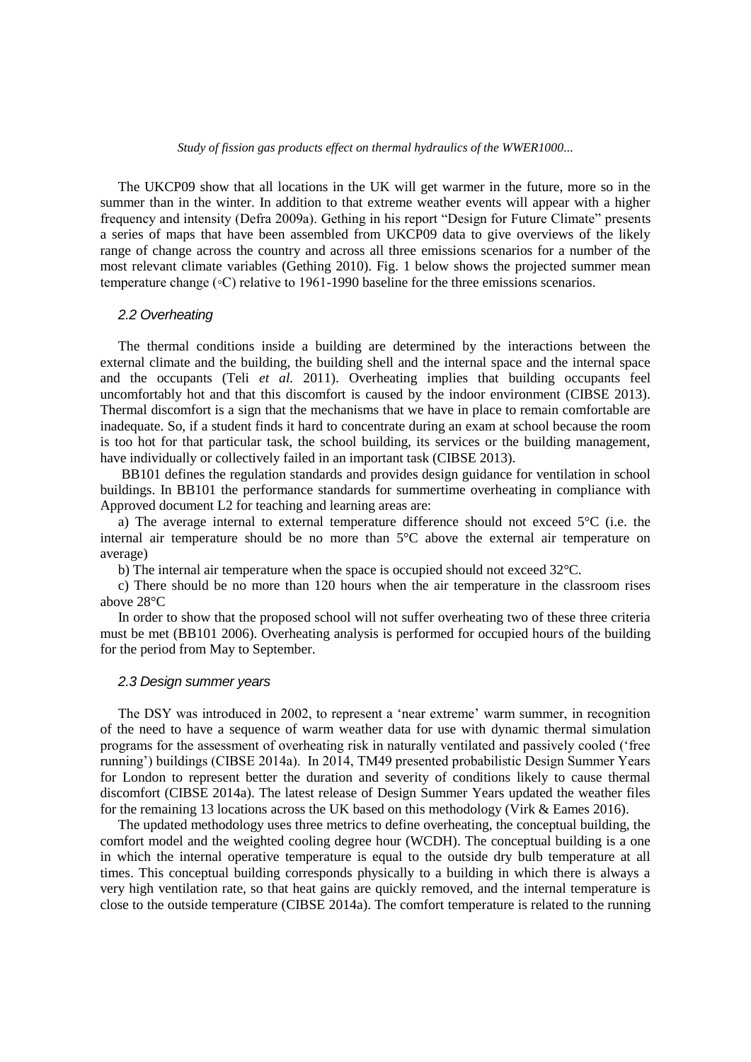The UKCP09 show that all locations in the UK will get warmer in the future, more so in the summer than in the winter. In addition to that extreme weather events will appear with a higher frequency and intensity (Defra 2009a). Gething in his report "Design for Future Climate" presents a series of maps that have been assembled from UKCP09 data to give overviews of the likely range of change across the country and across all three emissions scenarios for a number of the most relevant climate variables (Gething 2010). Fig. 1 below shows the projected summer mean temperature change (◦C) relative to 1961-1990 baseline for the three emissions scenarios.

### *2.2 Overheating*

The thermal conditions inside a building are determined by the interactions between the external climate and the building, the building shell and the internal space and the internal space and the occupants (Teli *et al.* 2011). Overheating implies that building occupants feel uncomfortably hot and that this discomfort is caused by the indoor environment (CIBSE 2013). Thermal discomfort is a sign that the mechanisms that we have in place to remain comfortable are inadequate. So, if a student finds it hard to concentrate during an exam at school because the room is too hot for that particular task, the school building, its services or the building management, have individually or collectively failed in an important task (CIBSE 2013).

BB101 defines the regulation standards and provides design guidance for ventilation in school buildings. In BB101 the performance standards for summertime overheating in compliance with Approved document L2 for teaching and learning areas are:

a) The average internal to external temperature difference should not exceed 5°C (i.e. the internal air temperature should be no more than 5°C above the external air temperature on average)

b) The internal air temperature when the space is occupied should not exceed 32°C.

c) There should be no more than 120 hours when the air temperature in the classroom rises above 28°C

In order to show that the proposed school will not suffer overheating two of these three criteria must be met (BB101 2006). Overheating analysis is performed for occupied hours of the building for the period from May to September.

### *2.3 Design summer years*

The DSY was introduced in 2002, to represent a 'near extreme' warm summer, in recognition of the need to have a sequence of warm weather data for use with dynamic thermal simulation programs for the assessment of overheating risk in naturally ventilated and passively cooled ('free running') buildings (CIBSE 2014a). In 2014, TM49 presented probabilistic Design Summer Years for London to represent better the duration and severity of conditions likely to cause thermal discomfort (CIBSE 2014a). The latest release of Design Summer Years updated the weather files for the remaining 13 locations across the UK based on this methodology (Virk & Eames 2016).

The updated methodology uses three metrics to define overheating, the conceptual building, the comfort model and the weighted cooling degree hour (WCDH). The conceptual building is a one in which the internal operative temperature is equal to the outside dry bulb temperature at all times. This conceptual building corresponds physically to a building in which there is always a very high ventilation rate, so that heat gains are quickly removed, and the internal temperature is close to the outside temperature (CIBSE 2014a). The comfort temperature is related to the running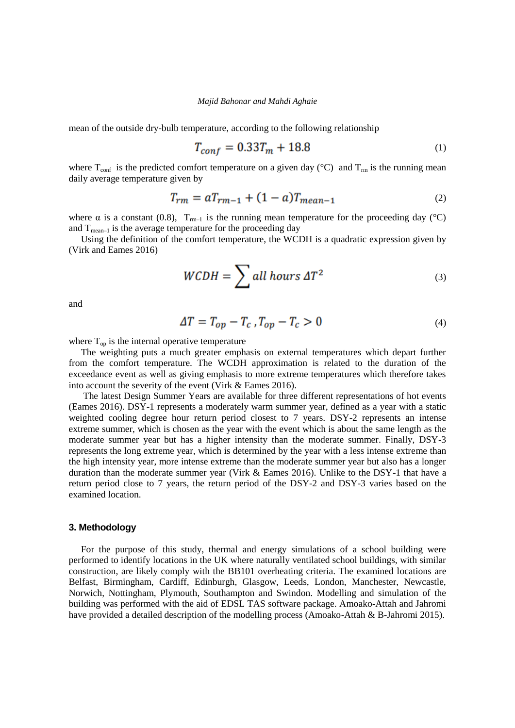mean of the outside dry-bulb temperature, according to the following relationship

$$T_{conf} = 0.33T_m + 18.8 \tag{1}$$

where $T_{conf}$ is the predicted comfort temperature on a given day (°C) and $T_{rm}$ is the running mean daily average temperature given by

$$T_{rm} = aT_{rm-1} + (1 - a)T_{mean-1} \tag{2}$$

where α is a constant (0.8), $T_{rm-1}$ is the running mean temperature for the proceeding day (°C) and $T_{mean-1}$ is the average temperature for the proceeding day

Using the definition of the comfort temperature, the WCDH is a quadratic expression given by (Virk and Eames 2016)

$$WCDH = \sum all\ hours\ \Delta T^2 \tag{3}$$

and

$$\Delta T = T_{op} - T_c\ , T_{op} - T_c > 0 \tag{4}$$

where $T_{op}$ is the internal operative temperature

The weighting puts a much greater emphasis on external temperatures which depart further from the comfort temperature. The WCDH approximation is related to the duration of the exceedance event as well as giving emphasis to more extreme temperatures which therefore takes into account the severity of the event (Virk & Eames 2016).

The latest Design Summer Years are available for three different representations of hot events (Eames 2016). DSY-1 represents a moderately warm summer year, defined as a year with a static weighted cooling degree hour return period closest to 7 years. DSY-2 represents an intense extreme summer, which is chosen as the year with the event which is about the same length as the moderate summer year but has a higher intensity than the moderate summer. Finally, DSY-3 represents the long extreme year, which is determined by the year with a less intense extreme than the high intensity year, more intense extreme than the moderate summer year but also has a longer duration than the moderate summer year (Virk & Eames 2016). Unlike to the DSY-1 that have a return period close to 7 years, the return period of the DSY-2 and DSY-3 varies based on the examined location.

## 3. Methodology

For the purpose of this study, thermal and energy simulations of a school building were performed to identify locations in the UK where naturally ventilated school buildings, with similar construction, are likely comply with the BB101 overheating criteria. The examined locations are Belfast, Birmingham, Cardiff, Edinburgh, Glasgow, Leeds, London, Manchester, Newcastle, Norwich, Nottingham, Plymouth, Southampton and Swindon. Modelling and simulation of the building was performed with the aid of EDSL TAS software package. Amoako-Attah and Jahromi have provided a detailed description of the modelling process (Amoako-Attah & B-Jahromi 2015).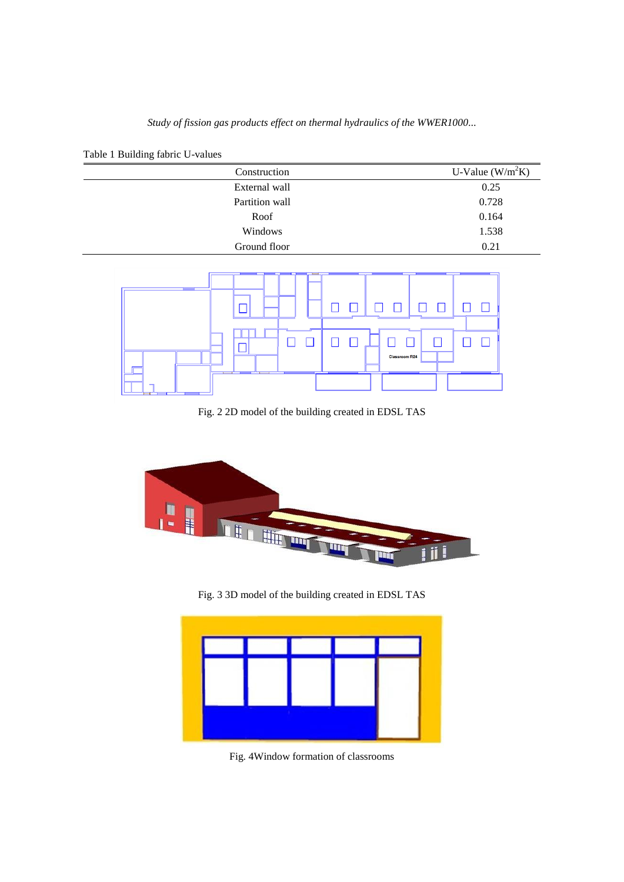Table 1 Building fabric U-values

| Construction | U-Value (W/m$^2$K) |
|---|---|
| External wall | 0.25 |
| Partition wall | 0.728 |
| Roof | 0.164 |
| Windows | 1.538 |
| Ground floor | 0.21 |

Fig. 2 2D model of the building created in EDSL TAS

Fig. 3 3D model of the building created in EDSL TAS

Fig. 4Window formation of classrooms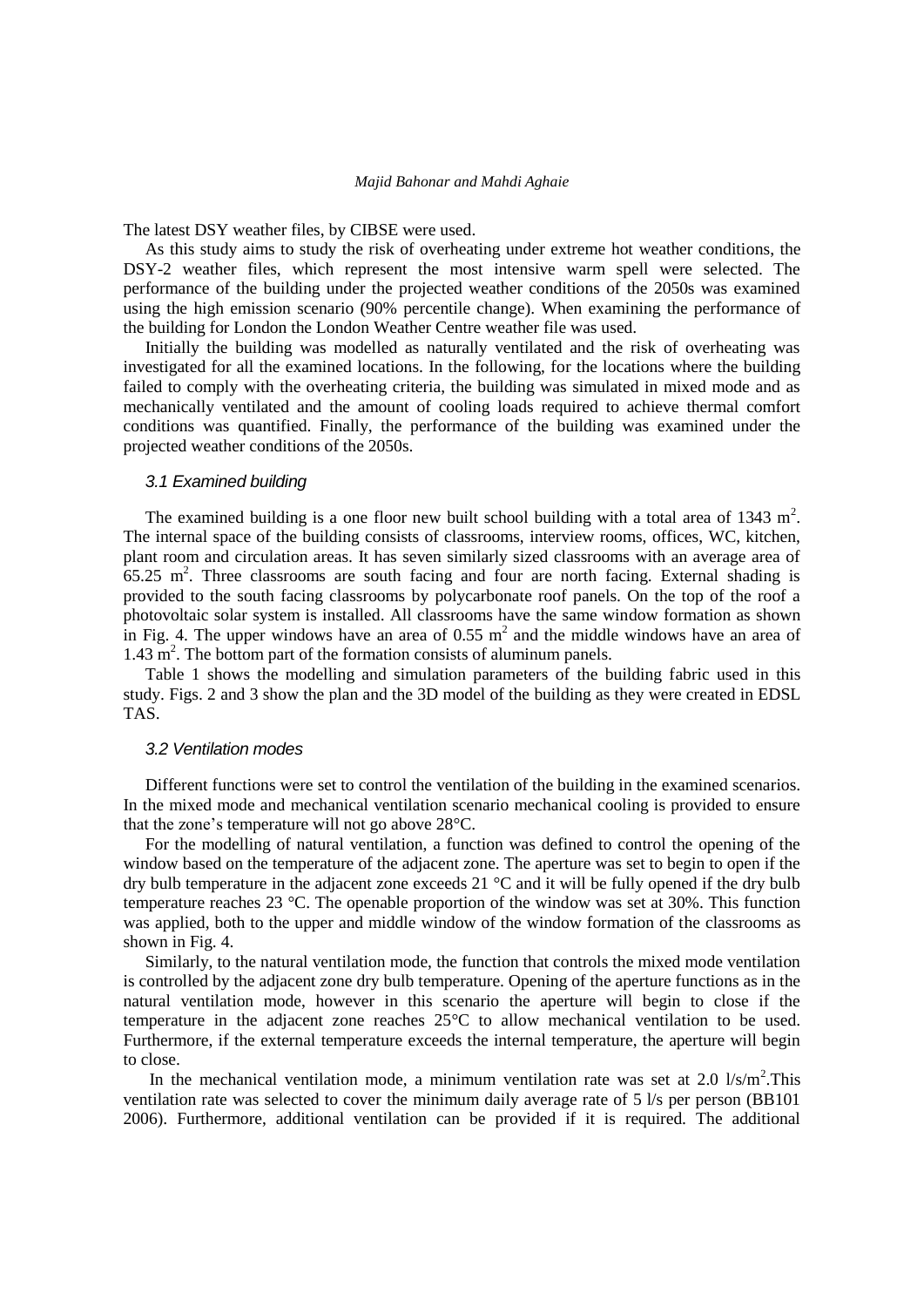The latest DSY weather files, by CIBSE were used.

As this study aims to study the risk of overheating under extreme hot weather conditions, the DSY-2 weather files, which represent the most intensive warm spell were selected. The performance of the building under the projected weather conditions of the 2050s was examined using the high emission scenario (90% percentile change). When examining the performance of the building for London the London Weather Centre weather file was used.

Initially the building was modelled as naturally ventilated and the risk of overheating was investigated for all the examined locations. In the following, for the locations where the building failed to comply with the overheating criteria, the building was simulated in mixed mode and as mechanically ventilated and the amount of cooling loads required to achieve thermal comfort conditions was quantified. Finally, the performance of the building was examined under the projected weather conditions of the 2050s.

### *3.1 Examined building*

The examined building is a one floor new built school building with a total area of 1343 $m^2$. The internal space of the building consists of classrooms, interview rooms, offices, WC, kitchen, plant room and circulation areas. It has seven similarly sized classrooms with an average area of 65.25 $m^2$. Three classrooms are south facing and four are north facing. External shading is provided to the south facing classrooms by polycarbonate roof panels. On the top of the roof a photovoltaic solar system is installed. All classrooms have the same window formation as shown in Fig. 4. The upper windows have an area of 0.55 $m^2$ and the middle windows have an area of 1.43 $m^2$. The bottom part of the formation consists of aluminum panels.

Table 1 shows the modelling and simulation parameters of the building fabric used in this study. Figs. 2 and 3 show the plan and the 3D model of the building as they were created in EDSL TAS.

### *3.2 Ventilation modes*

Different functions were set to control the ventilation of the building in the examined scenarios. In the mixed mode and mechanical ventilation scenario mechanical cooling is provided to ensure that the zone's temperature will not go above 28°C.

For the modelling of natural ventilation, a function was defined to control the opening of the window based on the temperature of the adjacent zone. The aperture was set to begin to open if the dry bulb temperature in the adjacent zone exceeds 21 °C and it will be fully opened if the dry bulb temperature reaches 23 °C. The openable proportion of the window was set at 30%. This function was applied, both to the upper and middle window of the window formation of the classrooms as shown in Fig. 4.

Similarly, to the natural ventilation mode, the function that controls the mixed mode ventilation is controlled by the adjacent zone dry bulb temperature. Opening of the aperture functions as in the natural ventilation mode, however in this scenario the aperture will begin to close if the temperature in the adjacent zone reaches 25°C to allow mechanical ventilation to be used. Furthermore, if the external temperature exceeds the internal temperature, the aperture will begin to close.

In the mechanical ventilation mode, a minimum ventilation rate was set at 2.0 $l/s/m^2$.This ventilation rate was selected to cover the minimum daily average rate of 5 l/s per person (BB101 2006). Furthermore, additional ventilation can be provided if it is required. The additional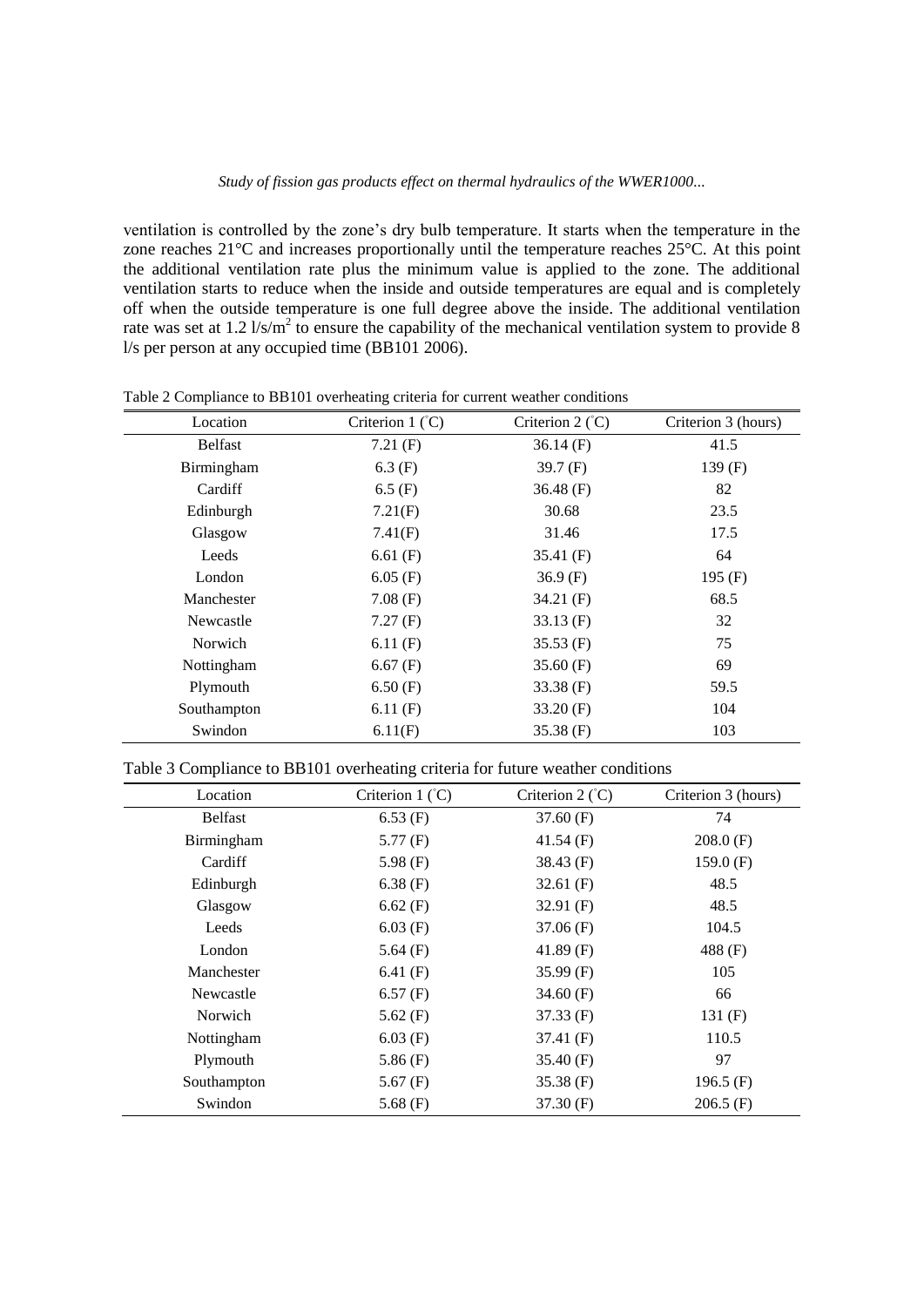ventilation is controlled by the zone's dry bulb temperature. It starts when the temperature in the zone reaches 21°C and increases proportionally until the temperature reaches 25°C. At this point the additional ventilation rate plus the minimum value is applied to the zone. The additional ventilation starts to reduce when the inside and outside temperatures are equal and is completely off when the outside temperature is one full degree above the inside. The additional ventilation rate was set at 1.2 l/s/m$^2$ to ensure the capability of the mechanical ventilation system to provide 8 l/s per person at any occupied time (BB101 2006).

Table 2 Compliance to BB101 overheating criteria for current weather conditions

| Location | Criterion 1 (°C) | Criterion 2 (°C) | Criterion 3 (hours) |
|---|---|---|---|
| Belfast | 7.21 (F) | 36.14 (F) | 41.5 |
| Birmingham | 6.3 (F) | 39.7 (F) | 139 (F) |
| Cardiff | 6.5 (F) | 36.48 (F) | 82 |
| Edinburgh | 7.21(F) | 30.68 | 23.5 |
| Glasgow | 7.41(F) | 31.46 | 17.5 |
| Leeds | 6.61 (F) | 35.41 (F) | 64 |
| London | 6.05 (F) | 36.9 (F) | 195 (F) |
| Manchester | 7.08 (F) | 34.21 (F) | 68.5 |
| Newcastle | 7.27 (F) | 33.13 (F) | 32 |
| Norwich | 6.11 (F) | 35.53 (F) | 75 |
| Nottingham | 6.67 (F) | 35.60 (F) | 69 |
| Plymouth | 6.50 (F) | 33.38 (F) | 59.5 |
| Southampton | 6.11 (F) | 33.20 (F) | 104 |
| Swindon | 6.11(F) | 35.38 (F) | 103 |

Table 3 Compliance to BB101 overheating criteria for future weather conditions

| Location | Criterion 1 (°C) | Criterion 2 (°C) | Criterion 3 (hours) |
|---|---|---|---|
| Belfast | 6.53 (F) | 37.60 (F) | 74 |
| Birmingham | 5.77 (F) | 41.54 (F) | 208.0 (F) |
| Cardiff | 5.98 (F) | 38.43 (F) | 159.0 (F) |
| Edinburgh | 6.38 (F) | 32.61 (F) | 48.5 |
| Glasgow | 6.62 (F) | 32.91 (F) | 48.5 |
| Leeds | 6.03 (F) | 37.06 (F) | 104.5 |
| London | 5.64 (F) | 41.89 (F) | 488 (F) |
| Manchester | 6.41 (F) | 35.99 (F) | 105 |
| Newcastle | 6.57 (F) | 34.60 (F) | 66 |
| Norwich | 5.62 (F) | 37.33 (F) | 131 (F) |
| Nottingham | 6.03 (F) | 37.41 (F) | 110.5 |
| Plymouth | 5.86 (F) | 35.40 (F) | 97 |
| Southampton | 5.67 (F) | 35.38 (F) | 196.5 (F) |
| Swindon | 5.68 (F) | 37.30 (F) | 206.5 (F) |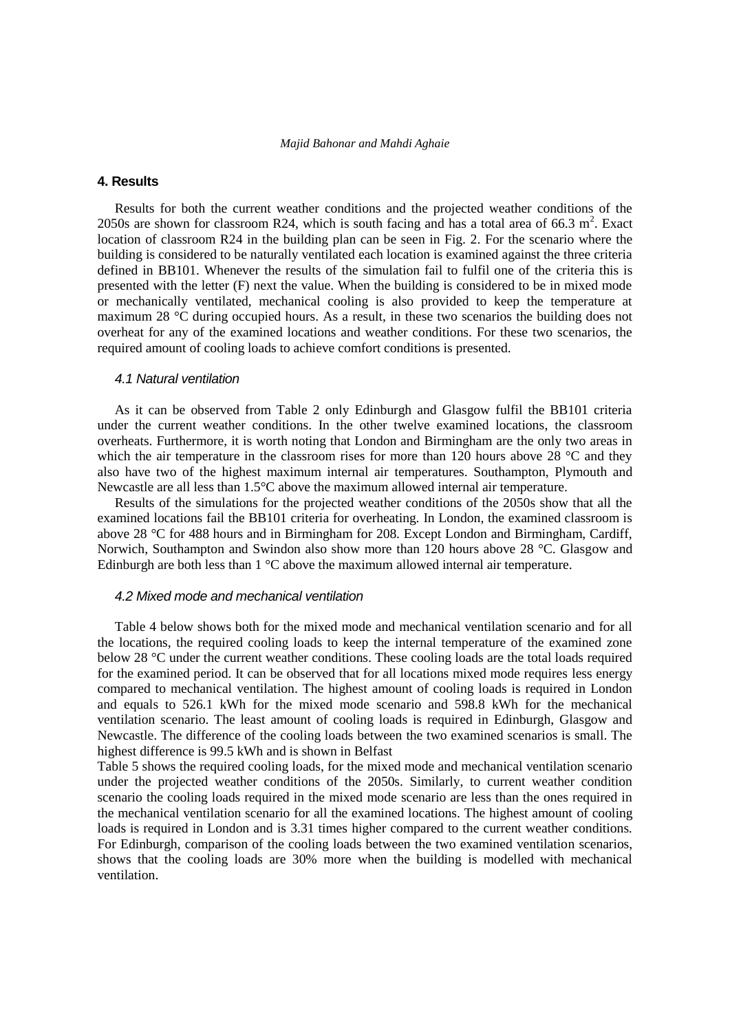## 4. Results

Results for both the current weather conditions and the projected weather conditions of the 2050s are shown for classroom R24, which is south facing and has a total area of 66.3 $m^2$. Exact location of classroom R24 in the building plan can be seen in Fig. 2. For the scenario where the building is considered to be naturally ventilated each location is examined against the three criteria defined in BB101. Whenever the results of the simulation fail to fulfil one of the criteria this is presented with the letter (F) next the value. When the building is considered to be in mixed mode or mechanically ventilated, mechanical cooling is also provided to keep the temperature at maximum 28 °C during occupied hours. As a result, in these two scenarios the building does not overheat for any of the examined locations and weather conditions. For these two scenarios, the required amount of cooling loads to achieve comfort conditions is presented.

### *4.1 Natural ventilation*

As it can be observed from Table 2 only Edinburgh and Glasgow fulfil the BB101 criteria under the current weather conditions. In the other twelve examined locations, the classroom overheats. Furthermore, it is worth noting that London and Birmingham are the only two areas in which the air temperature in the classroom rises for more than 120 hours above 28 °C and they also have two of the highest maximum internal air temperatures. Southampton, Plymouth and Newcastle are all less than 1.5°C above the maximum allowed internal air temperature.

Results of the simulations for the projected weather conditions of the 2050s show that all the examined locations fail the BB101 criteria for overheating. In London, the examined classroom is above 28 °C for 488 hours and in Birmingham for 208. Except London and Birmingham, Cardiff, Norwich, Southampton and Swindon also show more than 120 hours above 28 °C. Glasgow and Edinburgh are both less than 1 °C above the maximum allowed internal air temperature.

### *4.2 Mixed mode and mechanical ventilation*

Table 4 below shows both for the mixed mode and mechanical ventilation scenario and for all the locations, the required cooling loads to keep the internal temperature of the examined zone below 28 °C under the current weather conditions. These cooling loads are the total loads required for the examined period. It can be observed that for all locations mixed mode requires less energy compared to mechanical ventilation. The highest amount of cooling loads is required in London and equals to 526.1 kWh for the mixed mode scenario and 598.8 kWh for the mechanical ventilation scenario. The least amount of cooling loads is required in Edinburgh, Glasgow and Newcastle. The difference of the cooling loads between the two examined scenarios is small. The highest difference is 99.5 kWh and is shown in Belfast

Table 5 shows the required cooling loads, for the mixed mode and mechanical ventilation scenario under the projected weather conditions of the 2050s. Similarly, to current weather condition scenario the cooling loads required in the mixed mode scenario are less than the ones required in the mechanical ventilation scenario for all the examined locations. The highest amount of cooling loads is required in London and is 3.31 times higher compared to the current weather conditions. For Edinburgh, comparison of the cooling loads between the two examined ventilation scenarios, shows that the cooling loads are 30% more when the building is modelled with mechanical ventilation.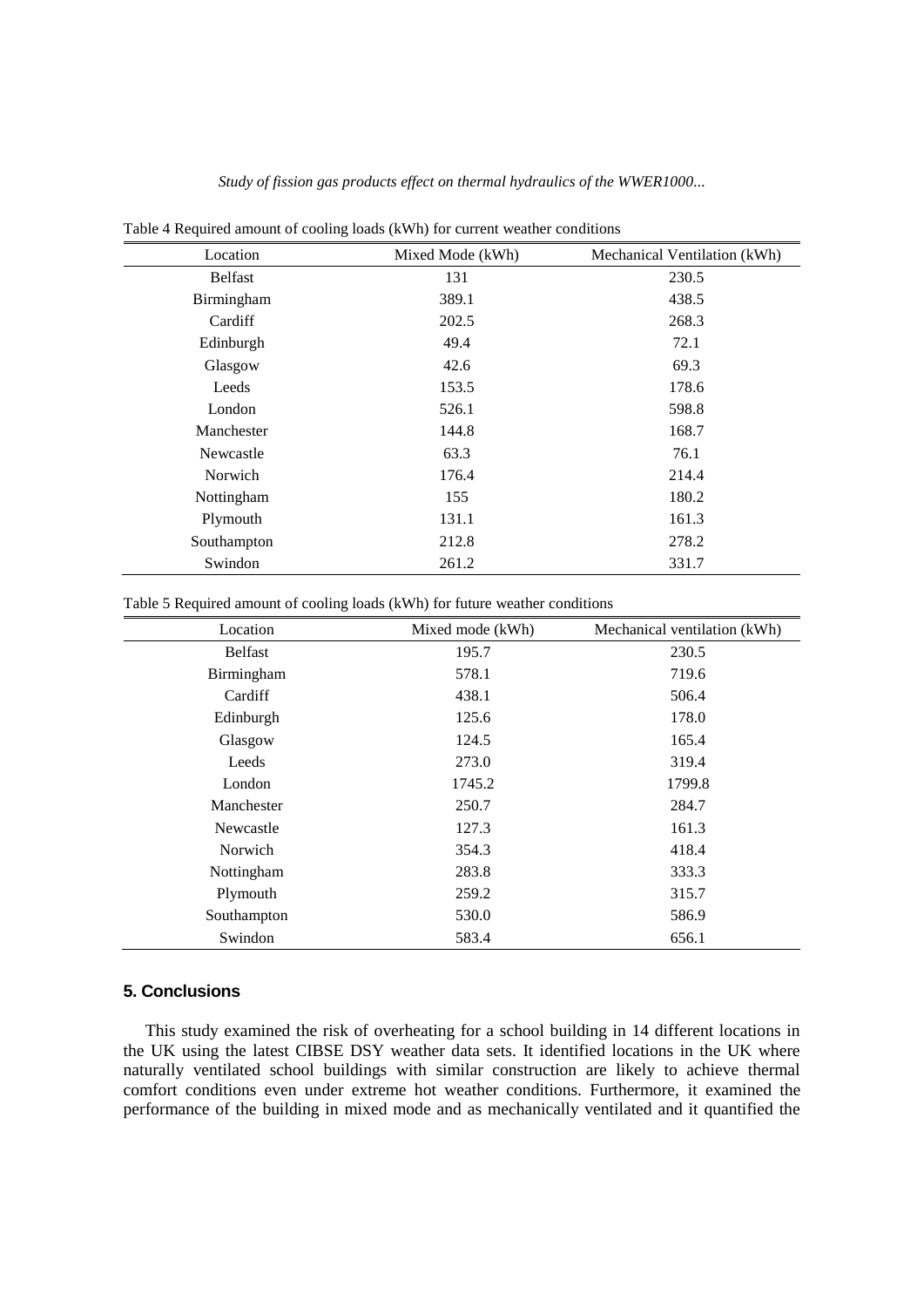Table 4 Required amount of cooling loads (kWh) for current weather conditions

| Location | Mixed Mode (kWh) | Mechanical Ventilation (kWh) |
|---|---|---|
| Belfast | 131 | 230.5 |
| Birmingham | 389.1 | 438.5 |
| Cardiff | 202.5 | 268.3 |
| Edinburgh | 49.4 | 72.1 |
| Glasgow | 42.6 | 69.3 |
| Leeds | 153.5 | 178.6 |
| London | 526.1 | 598.8 |
| Manchester | 144.8 | 168.7 |
| Newcastle | 63.3 | 76.1 |
| Norwich | 176.4 | 214.4 |
| Nottingham | 155 | 180.2 |
| Plymouth | 131.1 | 161.3 |
| Southampton | 212.8 | 278.2 |
| Swindon | 261.2 | 331.7 |

Table 5 Required amount of cooling loads (kWh) for future weather conditions

| Location | Mixed mode (kWh) | Mechanical ventilation (kWh) |
|---|---|---|
| Belfast | 195.7 | 230.5 |
| Birmingham | 578.1 | 719.6 |
| Cardiff | 438.1 | 506.4 |
| Edinburgh | 125.6 | 178.0 |
| Glasgow | 124.5 | 165.4 |
| Leeds | 273.0 | 319.4 |
| London | 1745.2 | 1799.8 |
| Manchester | 250.7 | 284.7 |
| Newcastle | 127.3 | 161.3 |
| Norwich | 354.3 | 418.4 |
| Nottingham | 283.8 | 333.3 |
| Plymouth | 259.2 | 315.7 |
| Southampton | 530.0 | 586.9 |
| Swindon | 583.4 | 656.1 |

## 5. Conclusions

This study examined the risk of overheating for a school building in 14 different locations in the UK using the latest CIBSE DSY weather data sets. It identified locations in the UK where naturally ventilated school buildings with similar construction are likely to achieve thermal comfort conditions even under extreme hot weather conditions. Furthermore, it examined the performance of the building in mixed mode and as mechanically ventilated and it quantified the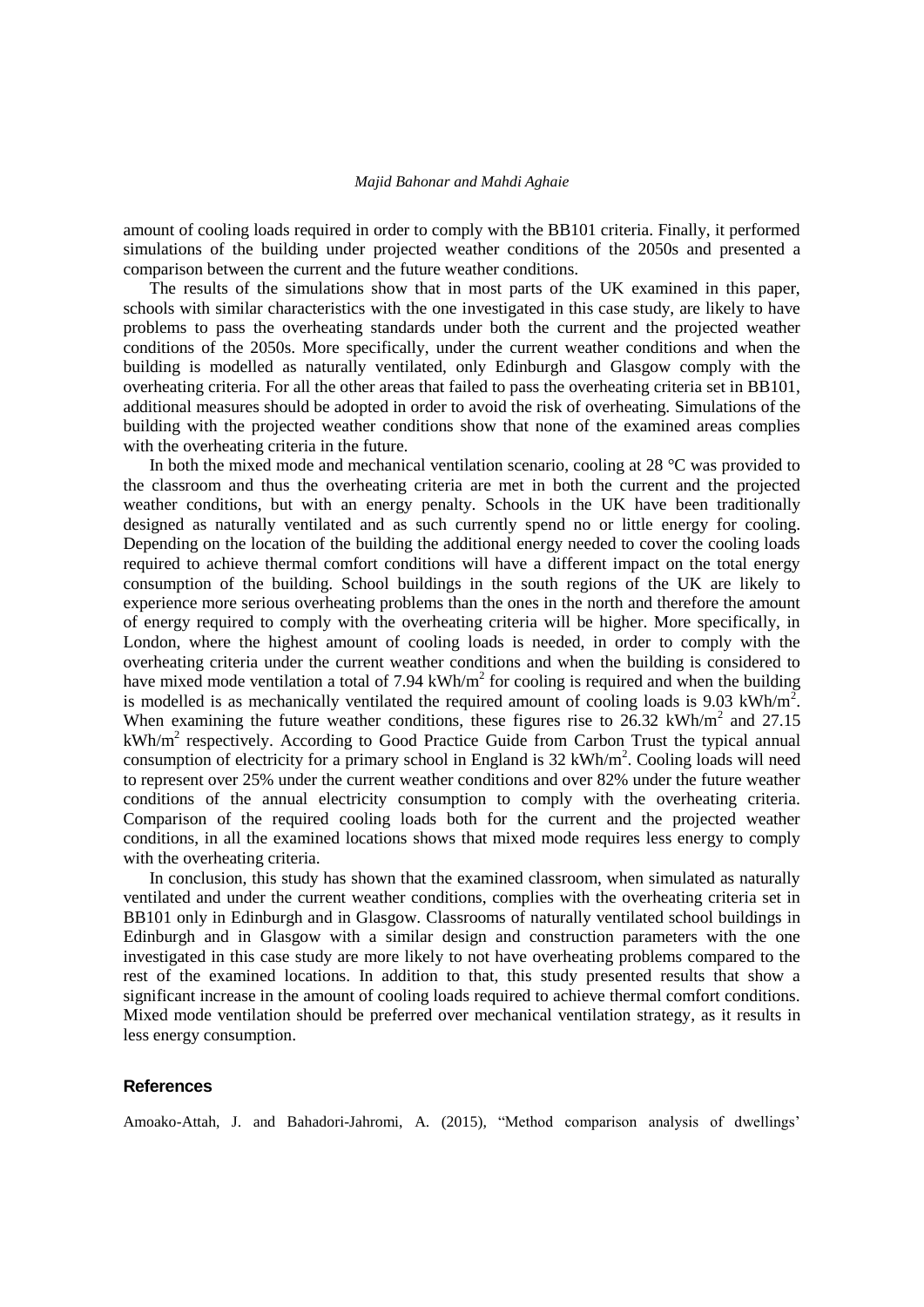amount of cooling loads required in order to comply with the BB101 criteria. Finally, it performed simulations of the building under projected weather conditions of the 2050s and presented a comparison between the current and the future weather conditions.

The results of the simulations show that in most parts of the UK examined in this paper, schools with similar characteristics with the one investigated in this case study, are likely to have problems to pass the overheating standards under both the current and the projected weather conditions of the 2050s. More specifically, under the current weather conditions and when the building is modelled as naturally ventilated, only Edinburgh and Glasgow comply with the overheating criteria. For all the other areas that failed to pass the overheating criteria set in BB101, additional measures should be adopted in order to avoid the risk of overheating. Simulations of the building with the projected weather conditions show that none of the examined areas complies with the overheating criteria in the future.

In both the mixed mode and mechanical ventilation scenario, cooling at 28 °C was provided to the classroom and thus the overheating criteria are met in both the current and the projected weather conditions, but with an energy penalty. Schools in the UK have been traditionally designed as naturally ventilated and as such currently spend no or little energy for cooling. Depending on the location of the building the additional energy needed to cover the cooling loads required to achieve thermal comfort conditions will have a different impact on the total energy consumption of the building. School buildings in the south regions of the UK are likely to experience more serious overheating problems than the ones in the north and therefore the amount of energy required to comply with the overheating criteria will be higher. More specifically, in London, where the highest amount of cooling loads is needed, in order to comply with the overheating criteria under the current weather conditions and when the building is considered to have mixed mode ventilation a total of 7.94 $kWh/m^2$ for cooling is required and when the building is modelled is as mechanically ventilated the required amount of cooling loads is 9.03 $kWh/m^2$. When examining the future weather conditions, these figures rise to 26.32 $kWh/m^2$ and 27.15 $kWh/m^2$ respectively. According to Good Practice Guide from Carbon Trust the typical annual consumption of electricity for a primary school in England is 32 $kWh/m^2$. Cooling loads will need to represent over 25% under the current weather conditions and over 82% under the future weather conditions of the annual electricity consumption to comply with the overheating criteria. Comparison of the required cooling loads both for the current and the projected weather conditions, in all the examined locations shows that mixed mode requires less energy to comply with the overheating criteria.

In conclusion, this study has shown that the examined classroom, when simulated as naturally ventilated and under the current weather conditions, complies with the overheating criteria set in BB101 only in Edinburgh and in Glasgow. Classrooms of naturally ventilated school buildings in Edinburgh and in Glasgow with a similar design and construction parameters with the one investigated in this case study are more likely to not have overheating problems compared to the rest of the examined locations. In addition to that, this study presented results that show a significant increase in the amount of cooling loads required to achieve thermal comfort conditions. Mixed mode ventilation should be preferred over mechanical ventilation strategy, as it results in less energy consumption.

## References

Amoako-Attah, J. and Bahadori-Jahromi, A. (2015), "Method comparison analysis of dwellings'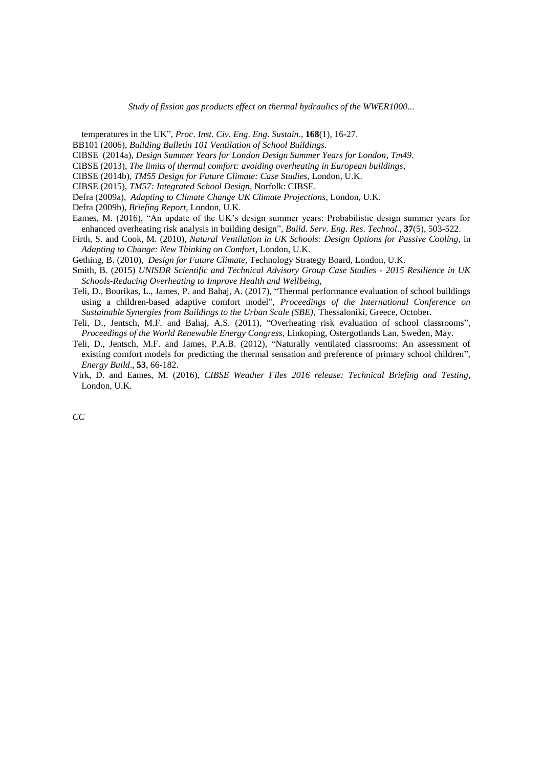temperatures in the UK", *Proc. Inst. Civ. Eng. Eng. Sustain.*, **168**(1), 16-27.

BB101 (2006), *Building Bulletin 101 Ventilation of School Buildings*.

CIBSE (2014a), *Design Summer Years for London Design Summer Years for London, Tm49*.

CIBSE (2013), *The limits of thermal comfort: avoiding overheating in European buildings*,

CIBSE (2014b), *TM55 Design for Future Climate: Case Studies*, London, U.K.

CIBSE (2015), *TM57: Integrated School Design*, Norfolk: CIBSE.

Defra (2009a), *Adapting to Climate Change UK Climate Projections*, London, U.K.

Defra (2009b), *Briefing Report*, London, U.K.

Eames, M. (2016), "An update of the UK's design summer years: Probabilistic design summer years for enhanced overheating risk analysis in building design", *Build. Serv. Eng. Res. Technol.*, **37**(5), 503-522.

Firth, S. and Cook, M. (2010), *Natural Ventilation in UK Schools: Design Options for Passive Cooling*, in *Adapting to Change: New Thinking on Comfort*, London, U.K.

Gething, B. (2010), *Design for Future Climate*, Technology Strategy Board, London, U.K.

Smith, B. (2015) *UNISDR Scientific and Technical Advisory Group Case Studies - 2015 Resilience in UK Schools-Reducing Overheating to Improve Health and Wellbeing*,

Teli, D., Bourikas, L., James, P. and Bahaj, A. (2017), "Thermal performance evaluation of school buildings using a children-based adaptive comfort model", *Proceedings of the International Conference on Sustainable Synergies from Buildings to the Urban Scale (SBE)*, Thessaloniki, Greece, October.

Teli, D., Jentsch, M.F. and Bahaj, A.S. (2011), "Overheating risk evaluation of school classrooms", *Proceedings of the World Renewable Energy Congress*, Linkoping, Ostergotlands Lan, Sweden, May.

Teli, D., Jentsch, M.F. and James, P.A.B. (2012), "Naturally ventilated classrooms: An assessment of existing comfort models for predicting the thermal sensation and preference of primary school children", *Energy Build.*, **53**, 66-182.

Virk, D. and Eames, M. (2016), *CIBSE Weather Files 2016 release: Technical Briefing and Testing*, London, U.K.

*CC*